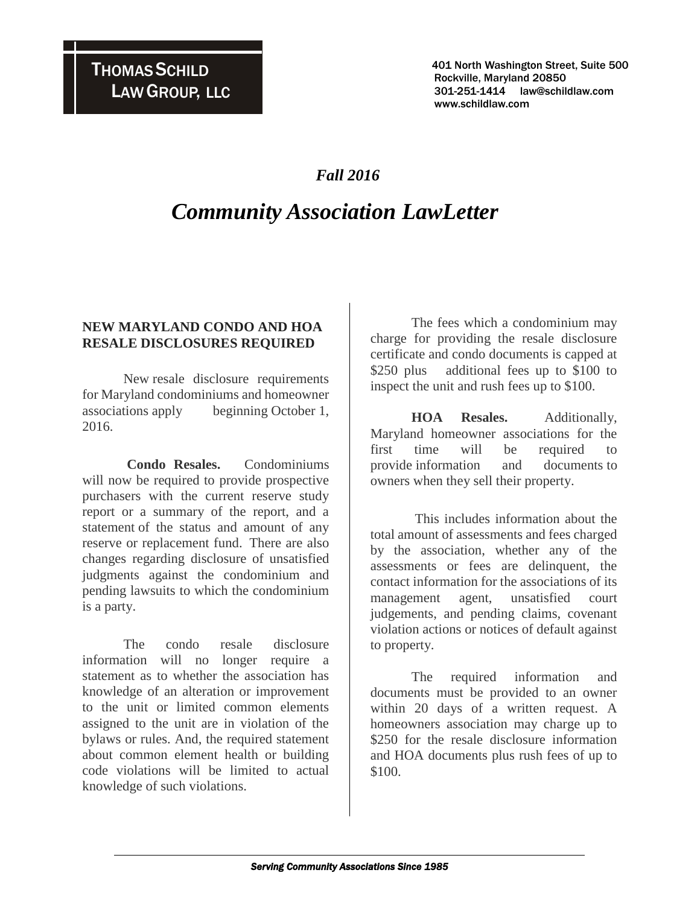THOMAS SCHILD
LAW GROUP, LLC

401 North Washington Street, Suite 500
Rockville, Maryland 20850
301-251-1414 law@schildlaw.com
www.schildlaw.com

*Fall 2016*

# *Community Association LawLetter*

## NEW MARYLAND CONDO AND HOA RESALE DISCLOSURES REQUIRED

New resale disclosure requirements for Maryland condominiums and homeowner associations apply beginning October 1, 2016.

**Condo Resales.** Condominiums will now be required to provide prospective purchasers with the current reserve study report or a summary of the report, and a statement of the status and amount of any reserve or replacement fund. There are also changes regarding disclosure of unsatisfied judgments against the condominium and pending lawsuits to which the condominium is a party.

The condo resale disclosure information will no longer require a statement as to whether the association has knowledge of an alteration or improvement to the unit or limited common elements assigned to the unit are in violation of the bylaws or rules. And, the required statement about common element health or building code violations will be limited to actual knowledge of such violations.

The fees which a condominium may charge for providing the resale disclosure certificate and condo documents is capped at $250 plus additional fees up to $100 to inspect the unit and rush fees up to $100.

**HOA Resales.** Additionally, Maryland homeowner associations for the first time will be required to provide information and documents to owners when they sell their property.

This includes information about the total amount of assessments and fees charged by the association, whether any of the assessments or fees are delinquent, the contact information for the associations of its management agent, unsatisfied court judgements, and pending claims, covenant violation actions or notices of default against to property.

The required information and documents must be provided to an owner within 20 days of a written request. A homeowners association may charge up to $250 for the resale disclosure information and HOA documents plus rush fees of up to $100.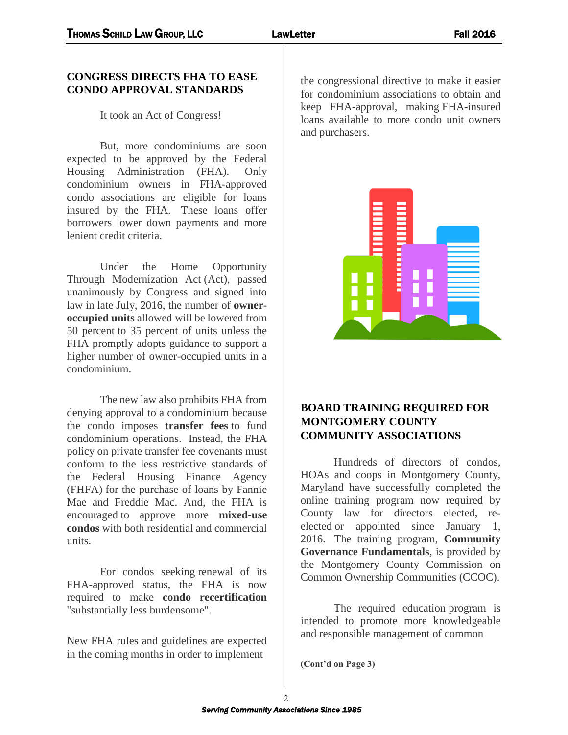## CONGRESS DIRECTS FHA TO EASE CONDO APPROVAL STANDARDS

It took an Act of Congress!

But, more condominiums are soon expected to be approved by the Federal Housing Administration (FHA). Only condominium owners in FHA-approved condo associations are eligible for loans insured by the FHA. These loans offer borrowers lower down payments and more lenient credit criteria.

Under the Home Opportunity Through Modernization Act (Act), passed unanimously by Congress and signed into law in late July, 2016, the number of **owner-occupied units** allowed will be lowered from 50 percent to 35 percent of units unless the FHA promptly adopts guidance to support a higher number of owner-occupied units in a condominium.

The new law also prohibits FHA from denying approval to a condominium because the condo imposes **transfer fees** to fund condominium operations. Instead, the FHA policy on private transfer fee covenants must conform to the less restrictive standards of the Federal Housing Finance Agency (FHFA) for the purchase of loans by Fannie Mae and Freddie Mac. And, the FHA is encouraged to approve more **mixed-use condos** with both residential and commercial units.

For condos seeking renewal of its FHA-approved status, the FHA is now required to make **condo recertification** "substantially less burdensome".

New FHA rules and guidelines are expected in the coming months in order to implement the congressional directive to make it easier for condominium associations to obtain and keep FHA-approval, making FHA-insured loans available to more condo unit owners and purchasers.

## BOARD TRAINING REQUIRED FOR MONTGOMERY COUNTY COMMUNITY ASSOCIATIONS

Hundreds of directors of condos, HOAs and coops in Montgomery County, Maryland have successfully completed the online training program now required by County law for directors elected, re-elected or appointed since January 1, 2016. The training program, **Community Governance Fundamentals**, is provided by the Montgomery County Commission on Common Ownership Communities (CCOC).

The required education program is intended to promote more knowledgeable and responsible management of common

**(Cont'd on Page 3)**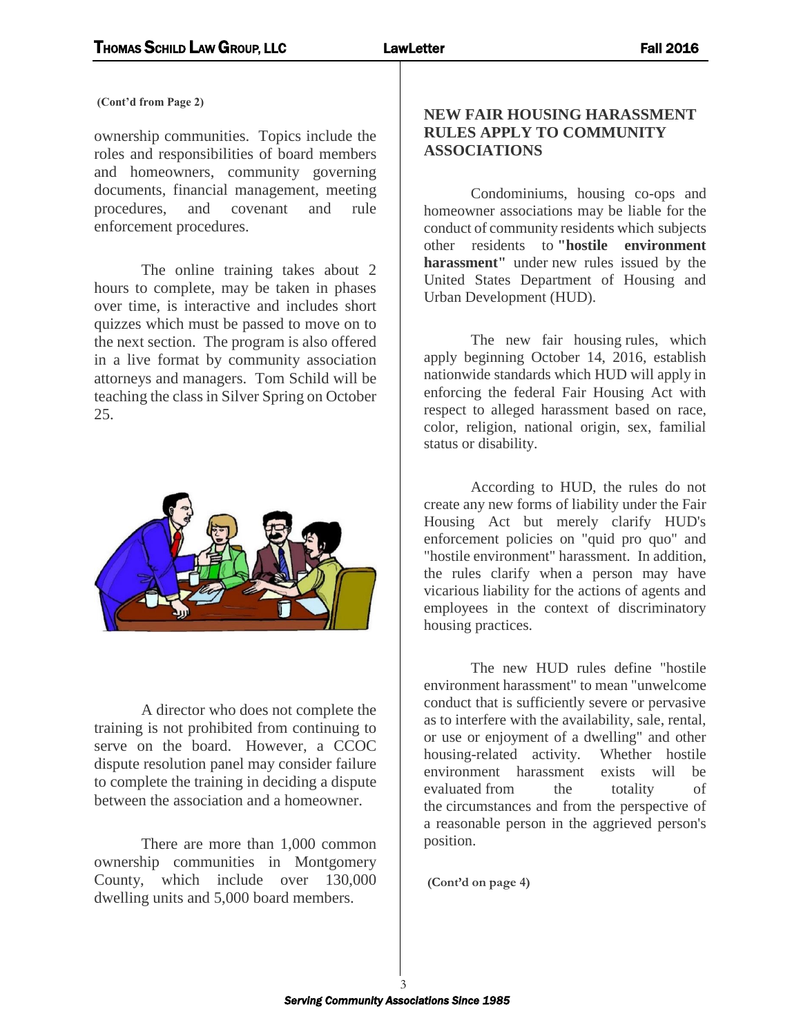**(Cont'd from Page 2)**

ownership communities. Topics include the roles and responsibilities of board members and homeowners, community governing documents, financial management, meeting procedures, and covenant and rule enforcement procedures.

The online training takes about 2 hours to complete, may be taken in phases over time, is interactive and includes short quizzes which must be passed to move on to the next section. The program is also offered in a live format by community association attorneys and managers. Tom Schild will be teaching the class in Silver Spring on October 25.

A director who does not complete the training is not prohibited from continuing to serve on the board. However, a CCOC dispute resolution panel may consider failure to complete the training in deciding a dispute between the association and a homeowner.

There are more than 1,000 common ownership communities in Montgomery County, which include over 130,000 dwelling units and 5,000 board members.

## NEW FAIR HOUSING HARASSMENT RULES APPLY TO COMMUNITY ASSOCIATIONS

Condominiums, housing co-ops and homeowner associations may be liable for the conduct of community residents which subjects other residents to **"hostile environment harassment"** under new rules issued by the United States Department of Housing and Urban Development (HUD).

The new fair housing rules, which apply beginning October 14, 2016, establish nationwide standards which HUD will apply in enforcing the federal Fair Housing Act with respect to alleged harassment based on race, color, religion, national origin, sex, familial status or disability.

According to HUD, the rules do not create any new forms of liability under the Fair Housing Act but merely clarify HUD's enforcement policies on "quid pro quo" and "hostile environment" harassment. In addition, the rules clarify when a person may have vicarious liability for the actions of agents and employees in the context of discriminatory housing practices.

The new HUD rules define "hostile environment harassment" to mean "unwelcome conduct that is sufficiently severe or pervasive as to interfere with the availability, sale, rental, or use or enjoyment of a dwelling" and other housing-related activity. Whether hostile environment harassment exists will be evaluated from the totality of the circumstances and from the perspective of a reasonable person in the aggrieved person's position.

**(Cont'd on page 4)**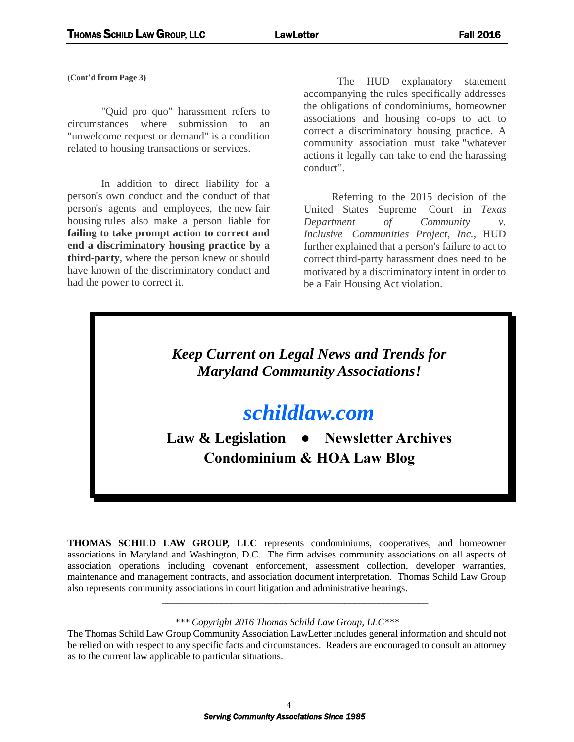**(Cont'd from Page 3)**

"Quid pro quo" harassment refers to circumstances where submission to an "unwelcome request or demand" is a condition related to housing transactions or services.

In addition to direct liability for a person's own conduct and the conduct of that person's agents and employees, the new fair housing rules also make a person liable for **failing to take prompt action to correct and end a discriminatory housing practice by a third-party**, where the person knew or should have known of the discriminatory conduct and had the power to correct it.

The HUD explanatory statement accompanying the rules specifically addresses the obligations of condominiums, homeowner associations and housing co-ops to act to correct a discriminatory housing practice. A community association must take "whatever actions it legally can take to end the harassing conduct".

Referring to the 2015 decision of the United States Supreme Court in *Texas Department of Community v. Inclusive Communities Project, Inc.*, HUD further explained that a person's failure to act to correct third-party harassment does need to be motivated by a discriminatory intent in order to be a Fair Housing Act violation.

***Keep Current on Legal News and Trends for Maryland Community Associations!***

*schildlaw.com*

**Law & Legislation ● Newsletter Archives**

**Condominium & HOA Law Blog**

**THOMAS SCHILD LAW GROUP, LLC** represents condominiums, cooperatives, and homeowner associations in Maryland and Washington, D.C. The firm advises community associations on all aspects of association operations including covenant enforcement, assessment collection, developer warranties, maintenance and management contracts, and association document interpretation. Thomas Schild Law Group also represents community associations in court litigation and administrative hearings.

---

**\*\*\* Copyright 2016 Thomas Schild Law Group, LLC\*\*\***

The Thomas Schild Law Group Community Association LawLetter includes general information and should not be relied on with respect to any specific facts and circumstances. Readers are encouraged to consult an attorney as to the current law applicable to particular situations.